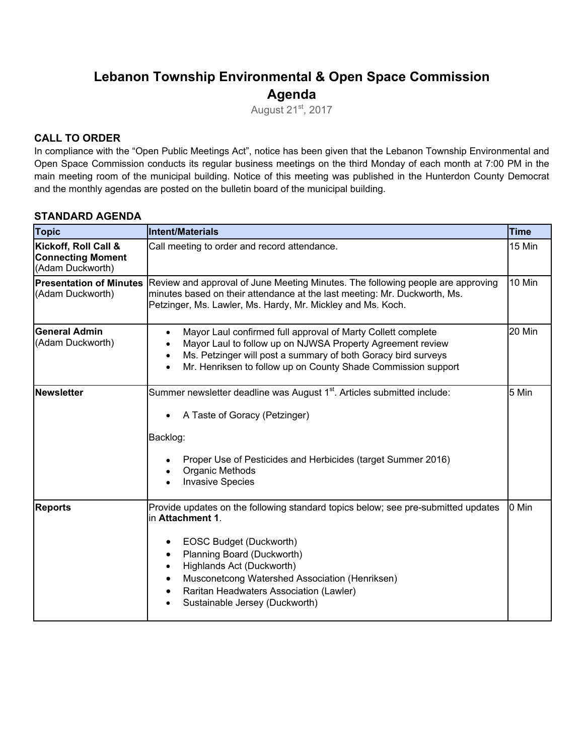# Lebanon Township Environmental & Open Space Commission Agenda

August 21st, 2017

### CALL TO ORDER

In compliance with the "Open Public Meetings Act", notice has been given that the Lebanon Township Environmental and Open Space Commission conducts its regular business meetings on the third Monday of each month at 7:00 PM in the main meeting room of the municipal building. Notice of this meeting was published in the Hunterdon County Democrat and the monthly agendas are posted on the bulletin board of the municipal building.

### STANDARD AGENDA

| Topic | Intent/Materials | Time |
|---|---|---|
| **Kickoff, Roll Call & Connecting Moment** (Adam Duckworth) | Call meeting to order and record attendance. | 15 Min |
| **Presentation of Minutes** (Adam Duckworth) | Review and approval of June Meeting Minutes. The following people are approving minutes based on their attendance at the last meeting: Mr. Duckworth, Ms. Petzinger, Ms. Lawler, Ms. Hardy, Mr. Mickley and Ms. Koch. | 10 Min |
| **General Admin** (Adam Duckworth) | • Mayor Laul confirmed full approval of Marty Collett complete<br>• Mayor Laul to follow up on NJWSA Property Agreement review<br>• Ms. Petzinger will post a summary of both Goracy bird surveys<br>• Mr. Henriksen to follow up on County Shade Commission support | 20 Min |
| **Newsletter** | Summer newsletter deadline was August 1st. Articles submitted include:<br>• A Taste of Goracy (Petzinger)<br>Backlog:<br>• Proper Use of Pesticides and Herbicides (target Summer 2016)<br>• Organic Methods<br>• Invasive Species | 5 Min |
| **Reports** | Provide updates on the following standard topics below; see pre-submitted updates in **Attachment 1**.<br>• EOSC Budget (Duckworth)<br>• Planning Board (Duckworth)<br>• Highlands Act (Duckworth)<br>• Musconetcong Watershed Association (Henriksen)<br>• Raritan Headwaters Association (Lawler)<br>• Sustainable Jersey (Duckworth) | 0 Min |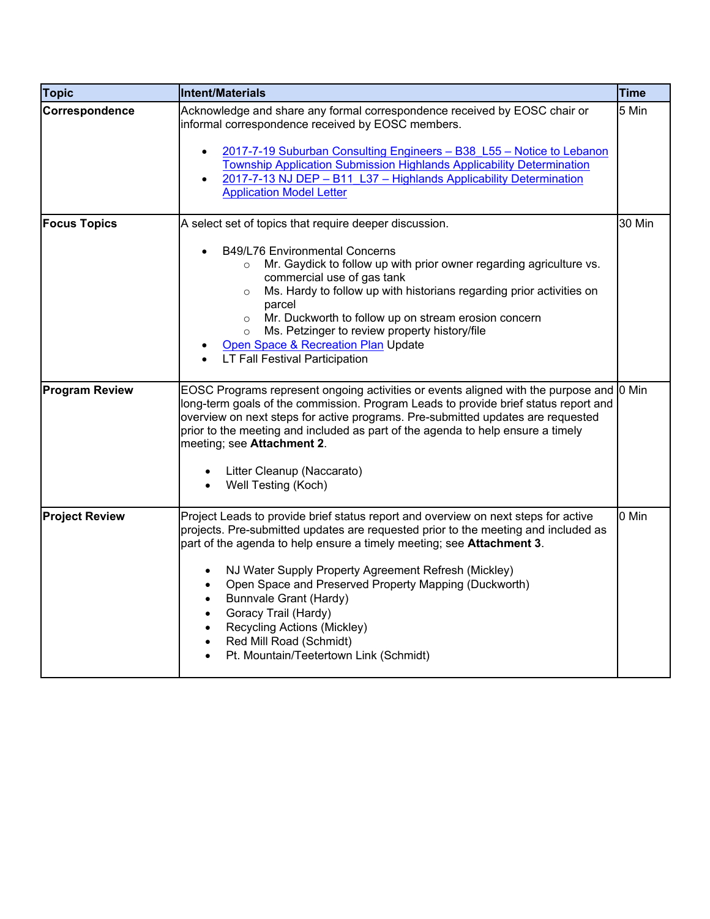| Topic | Intent/Materials | Time |
| --- | --- | --- |
| **Correspondence** | Acknowledge and share any formal correspondence received by EOSC chair or informal correspondence received by EOSC members.<br><br>• 2017-7-19 Suburban Consulting Engineers – B38_L55 – Notice to Lebanon Township Application Submission Highlands Applicability Determination<br>• 2017-7-13 NJ DEP – B11_L37 – Highlands Applicability Determination Application Model Letter | 5 Min |
| **Focus Topics** | A select set of topics that require deeper discussion.<br><br>• B49/L76 Environmental Concerns<br>&nbsp;&nbsp;&nbsp;&nbsp;○ Mr. Gaydick to follow up with prior owner regarding agriculture vs. commercial use of gas tank<br>&nbsp;&nbsp;&nbsp;&nbsp;○ Ms. Hardy to follow up with historians regarding prior activities on parcel<br>&nbsp;&nbsp;&nbsp;&nbsp;○ Mr. Duckworth to follow up on stream erosion concern<br>&nbsp;&nbsp;&nbsp;&nbsp;○ Ms. Petzinger to review property history/file<br>• Open Space & Recreation Plan Update<br>• LT Fall Festival Participation | 30 Min |
| **Program Review** | EOSC Programs represent ongoing activities or events aligned with the purpose and long-term goals of the commission. Program Leads to provide brief status report and overview on next steps for active programs. Pre-submitted updates are requested prior to the meeting and included as part of the agenda to help ensure a timely meeting; see **Attachment 2**.<br><br>• Litter Cleanup (Naccarato)<br>• Well Testing (Koch) | 0 Min |
| **Project Review** | Project Leads to provide brief status report and overview on next steps for active projects. Pre-submitted updates are requested prior to the meeting and included as part of the agenda to help ensure a timely meeting; see **Attachment 3**.<br><br>• NJ Water Supply Property Agreement Refresh (Mickley)<br>• Open Space and Preserved Property Mapping (Duckworth)<br>• Bunnvale Grant (Hardy)<br>• Goracy Trail (Hardy)<br>• Recycling Actions (Mickley)<br>• Red Mill Road (Schmidt)<br>• Pt. Mountain/Teetertown Link (Schmidt) | 0 Min |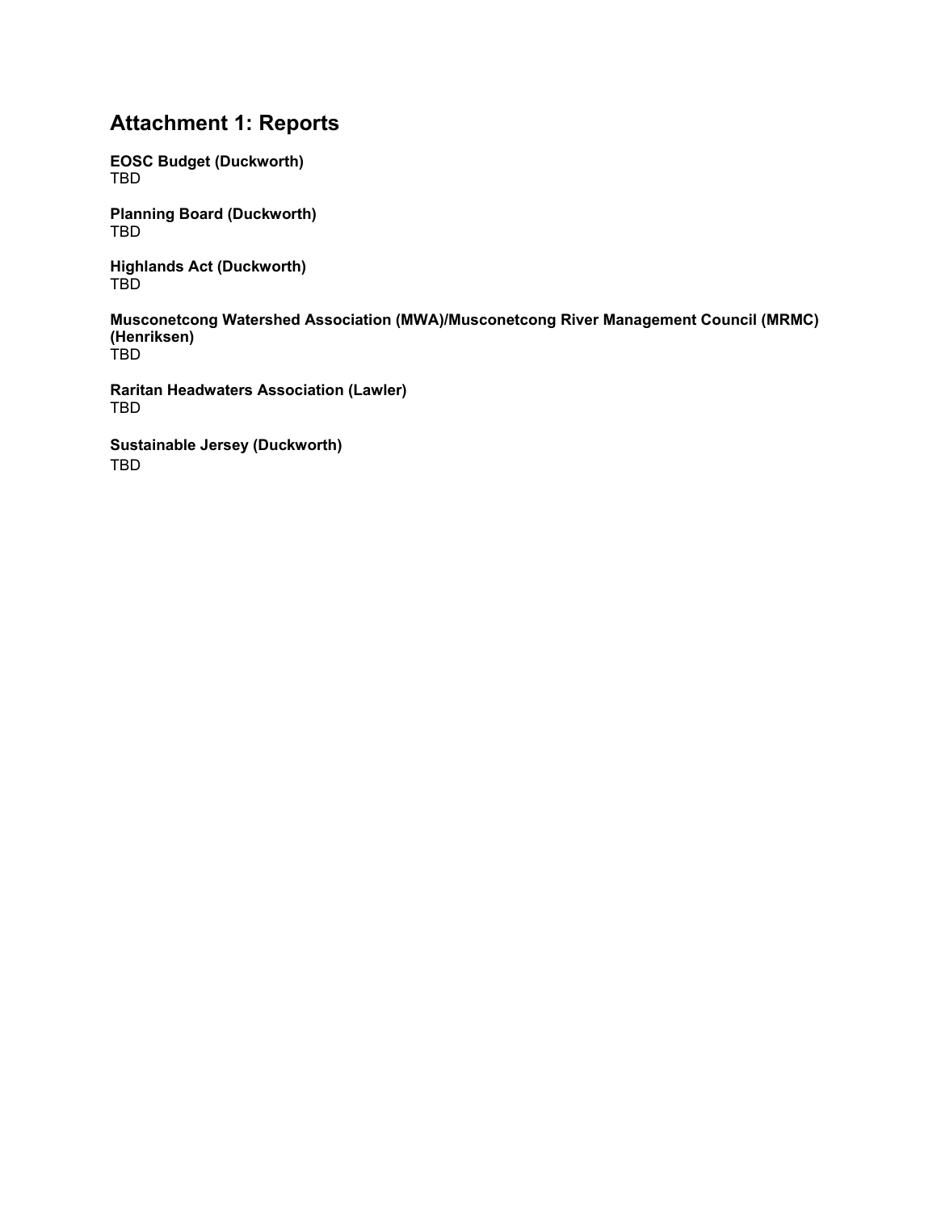## Attachment 1: Reports

**EOSC Budget (Duckworth)**
TBD

**Planning Board (Duckworth)**
TBD

**Highlands Act (Duckworth)**
TBD

**Musconetcong Watershed Association (MWA)/Musconetcong River Management Council (MRMC) (Henriksen)**
TBD

**Raritan Headwaters Association (Lawler)**
TBD

**Sustainable Jersey (Duckworth)**
TBD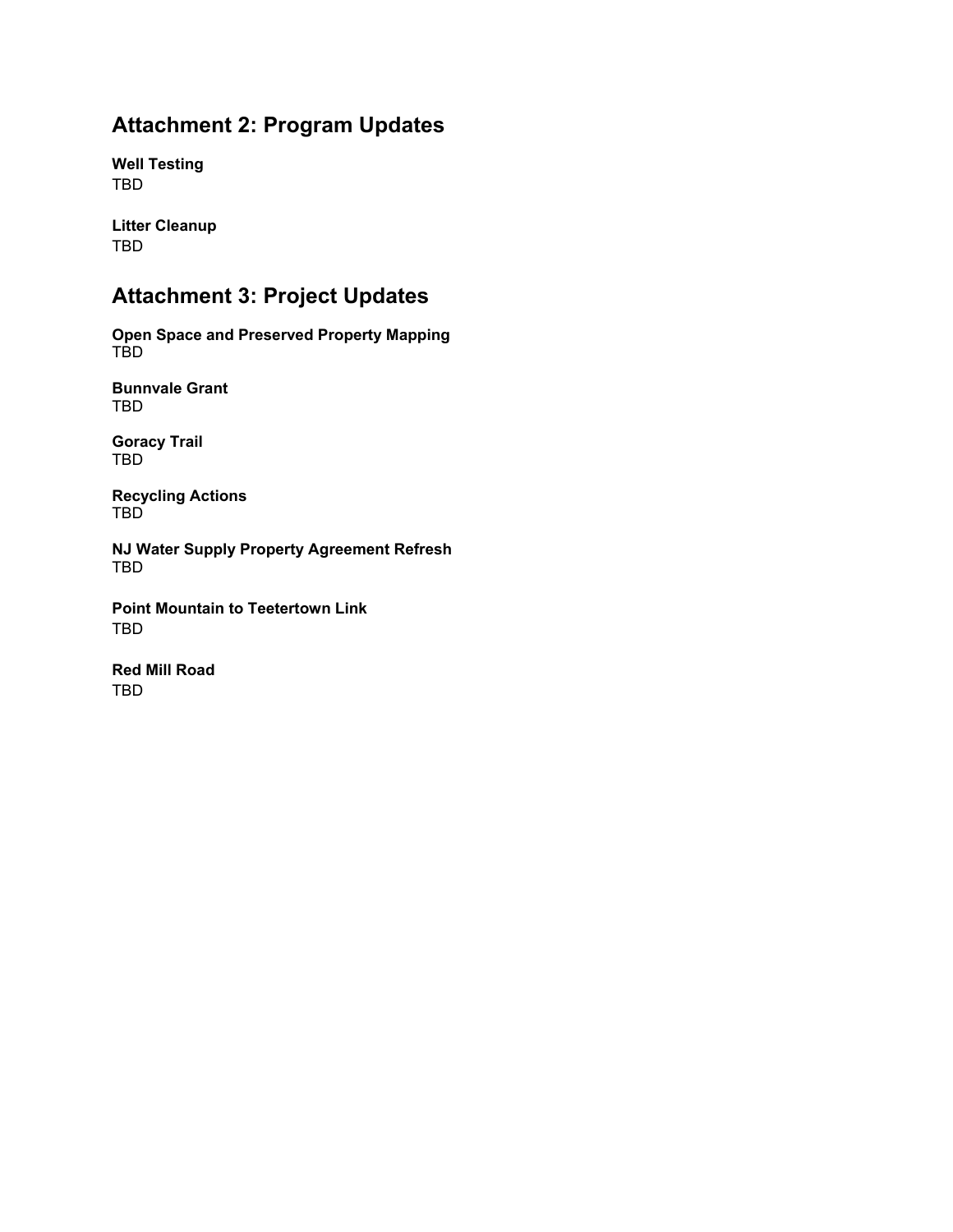## Attachment 2: Program Updates

**Well Testing**
TBD

**Litter Cleanup**
TBD

## Attachment 3: Project Updates

**Open Space and Preserved Property Mapping**
TBD

**Bunnvale Grant**
TBD

**Goracy Trail**
TBD

**Recycling Actions**
TBD

**NJ Water Supply Property Agreement Refresh**
TBD

**Point Mountain to Teetertown Link**
TBD

**Red Mill Road**
TBD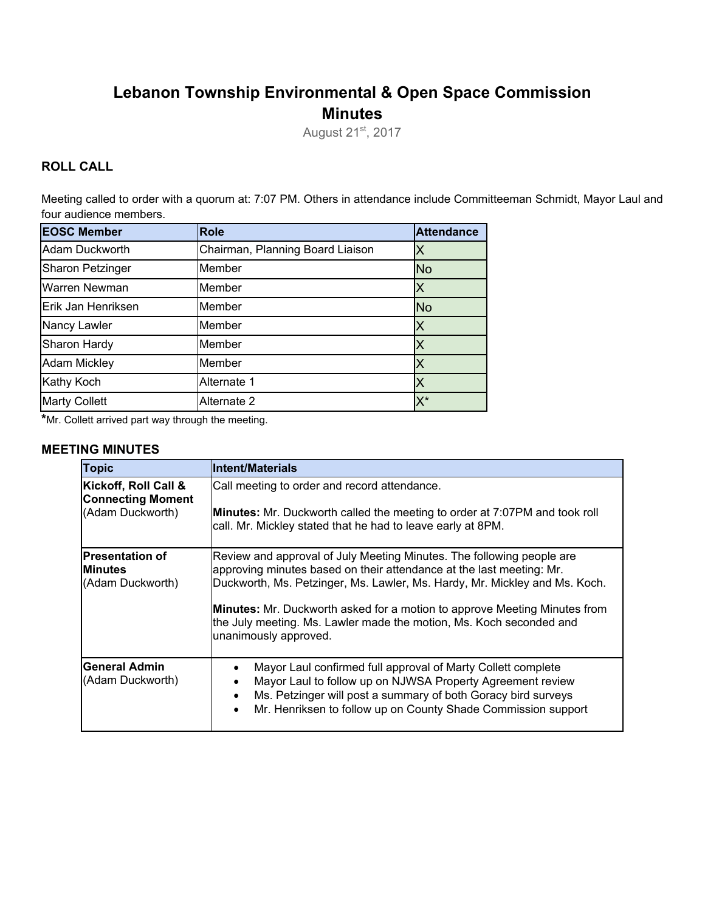# Lebanon Township Environmental & Open Space Commission Minutes

August 21st, 2017

## ROLL CALL

Meeting called to order with a quorum at: 7:07 PM. Others in attendance include Committeeman Schmidt, Mayor Laul and four audience members.

| EOSC Member | Role | Attendance |
|---|---|---|
| Adam Duckworth | Chairman, Planning Board Liaison | X |
| Sharon Petzinger | Member | No |
| Warren Newman | Member | X |
| Erik Jan Henriksen | Member | No |
| Nancy Lawler | Member | X |
| Sharon Hardy | Member | X |
| Adam Mickley | Member | X |
| Kathy Koch | Alternate 1 | X |
| Marty Collett | Alternate 2 | X* |

*Mr. Collett arrived part way through the meeting.

## MEETING MINUTES

| Topic | Intent/Materials |
|---|---|
| **Kickoff, Roll Call & Connecting Moment** (Adam Duckworth) | Call meeting to order and record attendance.<br><br>**Minutes:** Mr. Duckworth called the meeting to order at 7:07PM and took roll call. Mr. Mickley stated that he had to leave early at 8PM. |
| **Presentation of Minutes** (Adam Duckworth) | Review and approval of July Meeting Minutes. The following people are approving minutes based on their attendance at the last meeting: Mr. Duckworth, Ms. Petzinger, Ms. Lawler, Ms. Hardy, Mr. Mickley and Ms. Koch.<br><br>**Minutes:** Mr. Duckworth asked for a motion to approve Meeting Minutes from the July meeting. Ms. Lawler made the motion, Ms. Koch seconded and unanimously approved. |
| **General Admin** (Adam Duckworth) | • Mayor Laul confirmed full approval of Marty Collett complete<br>• Mayor Laul to follow up on NJWSA Property Agreement review<br>• Ms. Petzinger will post a summary of both Goracy bird surveys<br>• Mr. Henriksen to follow up on County Shade Commission support |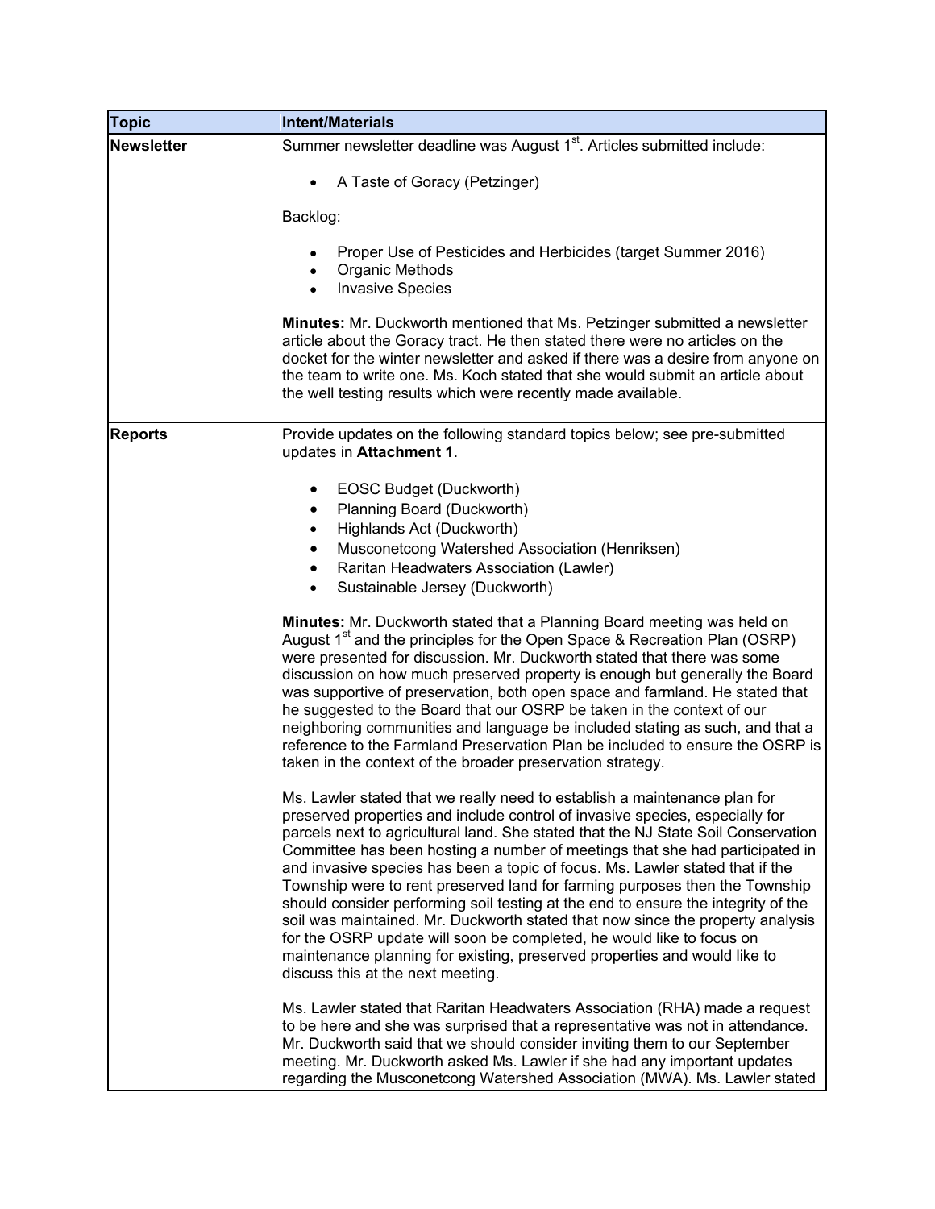| Topic | Intent/Materials |
| --- | --- |
| **Newsletter** | Summer newsletter deadline was August 1st. Articles submitted include:<br><br>• A Taste of Goracy (Petzinger)<br><br>Backlog:<br><br>• Proper Use of Pesticides and Herbicides (target Summer 2016)<br>• Organic Methods<br>• Invasive Species<br><br>**Minutes:** Mr. Duckworth mentioned that Ms. Petzinger submitted a newsletter article about the Goracy tract. He then stated there were no articles on the docket for the winter newsletter and asked if there was a desire from anyone on the team to write one. Ms. Koch stated that she would submit an article about the well testing results which were recently made available. |
| **Reports** | Provide updates on the following standard topics below; see pre-submitted updates in **Attachment 1**.<br><br>• EOSC Budget (Duckworth)<br>• Planning Board (Duckworth)<br>• Highlands Act (Duckworth)<br>• Musconetcong Watershed Association (Henriksen)<br>• Raritan Headwaters Association (Lawler)<br>• Sustainable Jersey (Duckworth)<br><br>**Minutes:** Mr. Duckworth stated that a Planning Board meeting was held on August 1st and the principles for the Open Space & Recreation Plan (OSRP) were presented for discussion. Mr. Duckworth stated that there was some discussion on how much preserved property is enough but generally the Board was supportive of preservation, both open space and farmland. He stated that he suggested to the Board that our OSRP be taken in the context of our neighboring communities and language be included stating as such, and that a reference to the Farmland Preservation Plan be included to ensure the OSRP is taken in the context of the broader preservation strategy.<br><br>Ms. Lawler stated that we really need to establish a maintenance plan for preserved properties and include control of invasive species, especially for parcels next to agricultural land. She stated that the NJ State Soil Conservation Committee has been hosting a number of meetings that she had participated in and invasive species has been a topic of focus. Ms. Lawler stated that if the Township were to rent preserved land for farming purposes then the Township should consider performing soil testing at the end to ensure the integrity of the soil was maintained. Mr. Duckworth stated that now since the property analysis for the OSRP update will soon be completed, he would like to focus on maintenance planning for existing, preserved properties and would like to discuss this at the next meeting.<br><br>Ms. Lawler stated that Raritan Headwaters Association (RHA) made a request to be here and she was surprised that a representative was not in attendance. Mr. Duckworth said that we should consider inviting them to our September meeting. Mr. Duckworth asked Ms. Lawler if she had any important updates regarding the Musconetcong Watershed Association (MWA). Ms. Lawler stated |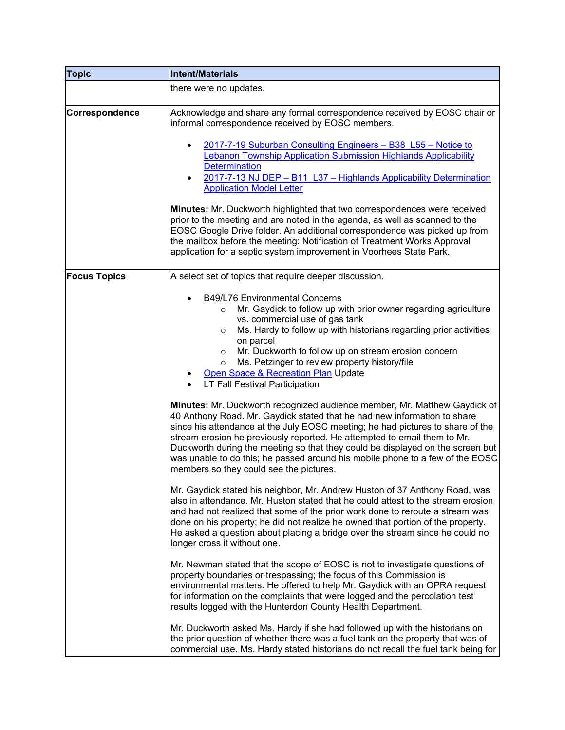| Topic | Intent/Materials |
|---|---|
| | there were no updates. |
| **Correspondence** | Acknowledge and share any formal correspondence received by EOSC chair or informal correspondence received by EOSC members.<br><br>• 2017-7-19 Suburban Consulting Engineers – B38_L55 – Notice to Lebanon Township Application Submission Highlands Applicability Determination<br>• 2017-7-13 NJ DEP – B11_L37 – Highlands Applicability Determination Application Model Letter<br><br>**Minutes:** Mr. Duckworth highlighted that two correspondences were received prior to the meeting and are noted in the agenda, as well as scanned to the EOSC Google Drive folder. An additional correspondence was picked up from the mailbox before the meeting: Notification of Treatment Works Approval application for a septic system improvement in Voorhees State Park. |
| **Focus Topics** | A select set of topics that require deeper discussion.<br><br>• B49/L76 Environmental Concerns<br>  ○ Mr. Gaydick to follow up with prior owner regarding agriculture vs. commercial use of gas tank<br>  ○ Ms. Hardy to follow up with historians regarding prior activities on parcel<br>  ○ Mr. Duckworth to follow up on stream erosion concern<br>  ○ Ms. Petzinger to review property history/file<br>• Open Space & Recreation Plan Update<br>• LT Fall Festival Participation<br><br>**Minutes:** Mr. Duckworth recognized audience member, Mr. Matthew Gaydick of 40 Anthony Road. Mr. Gaydick stated that he had new information to share since his attendance at the July EOSC meeting; he had pictures to share of the stream erosion he previously reported. He attempted to email them to Mr. Duckworth during the meeting so that they could be displayed on the screen but was unable to do this; he passed around his mobile phone to a few of the EOSC members so they could see the pictures.<br><br>Mr. Gaydick stated his neighbor, Mr. Andrew Huston of 37 Anthony Road, was also in attendance. Mr. Huston stated that he could attest to the stream erosion and had not realized that some of the prior work done to reroute a stream was done on his property; he did not realize he owned that portion of the property. He asked a question about placing a bridge over the stream since he could no longer cross it without one.<br><br>Mr. Newman stated that the scope of EOSC is not to investigate questions of property boundaries or trespassing; the focus of this Commission is environmental matters. He offered to help Mr. Gaydick with an OPRA request for information on the complaints that were logged and the percolation test results logged with the Hunterdon County Health Department.<br><br>Mr. Duckworth asked Ms. Hardy if she had followed up with the historians on the prior question of whether there was a fuel tank on the property that was of commercial use. Ms. Hardy stated historians do not recall the fuel tank being for |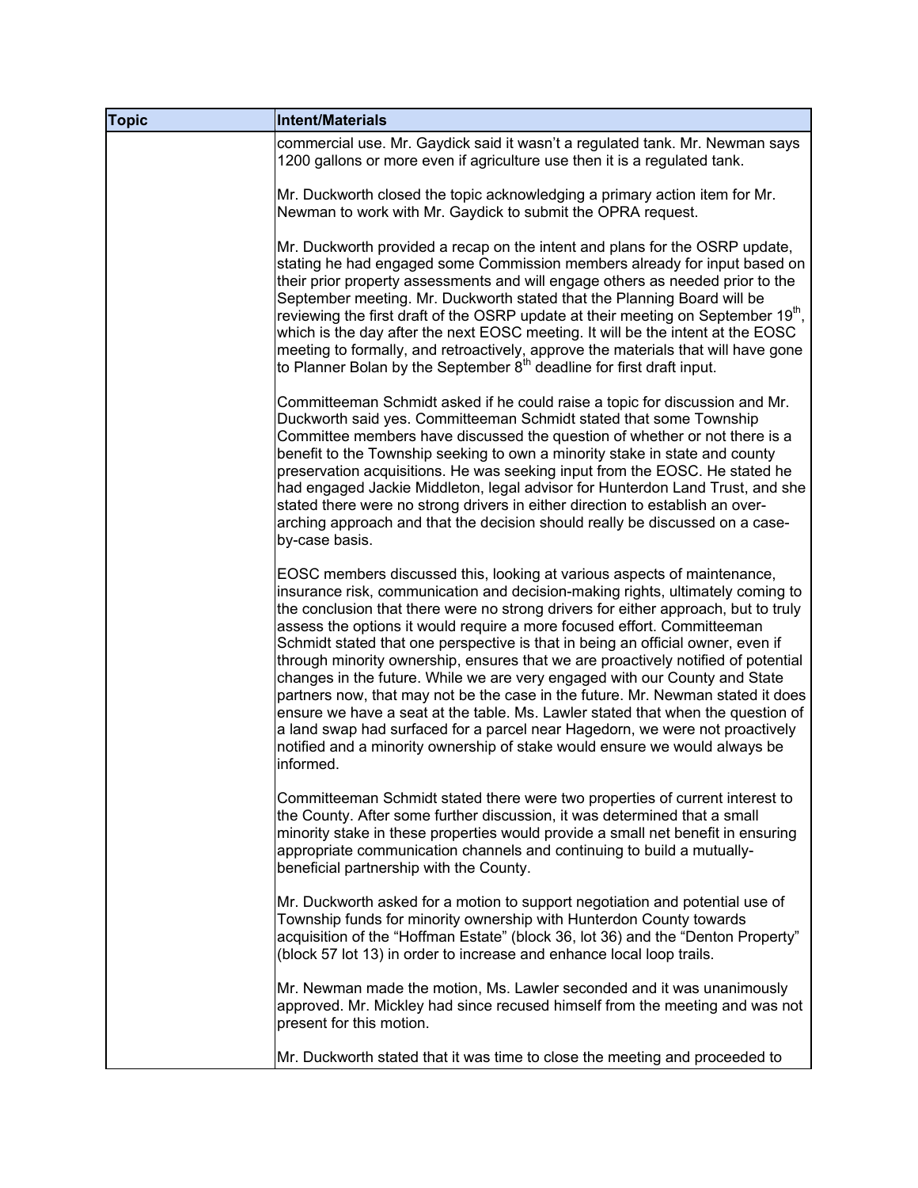| Topic | Intent/Materials |
| --- | --- |
| | commercial use. Mr. Gaydick said it wasn't a regulated tank. Mr. Newman says 1200 gallons or more even if agriculture use then it is a regulated tank.<br><br>Mr. Duckworth closed the topic acknowledging a primary action item for Mr. Newman to work with Mr. Gaydick to submit the OPRA request.<br><br>Mr. Duckworth provided a recap on the intent and plans for the OSRP update, stating he had engaged some Commission members already for input based on their prior property assessments and will engage others as needed prior to the September meeting. Mr. Duckworth stated that the Planning Board will be reviewing the first draft of the OSRP update at their meeting on September 19th, which is the day after the next EOSC meeting. It will be the intent at the EOSC meeting to formally, and retroactively, approve the materials that will have gone to Planner Bolan by the September 8th deadline for first draft input.<br><br>Committeeman Schmidt asked if he could raise a topic for discussion and Mr. Duckworth said yes. Committeeman Schmidt stated that some Township Committee members have discussed the question of whether or not there is a benefit to the Township seeking to own a minority stake in state and county preservation acquisitions. He was seeking input from the EOSC. He stated he had engaged Jackie Middleton, legal advisor for Hunterdon Land Trust, and she stated there were no strong drivers in either direction to establish an over-arching approach and that the decision should really be discussed on a case-by-case basis.<br><br>EOSC members discussed this, looking at various aspects of maintenance, insurance risk, communication and decision-making rights, ultimately coming to the conclusion that there were no strong drivers for either approach, but to truly assess the options it would require a more focused effort. Committeeman Schmidt stated that one perspective is that in being an official owner, even if through minority ownership, ensures that we are proactively notified of potential changes in the future. While we are very engaged with our County and State partners now, that may not be the case in the future. Mr. Newman stated it does ensure we have a seat at the table. Ms. Lawler stated that when the question of a land swap had surfaced for a parcel near Hagedorn, we were not proactively notified and a minority ownership of stake would ensure we would always be informed.<br><br>Committeeman Schmidt stated there were two properties of current interest to the County. After some further discussion, it was determined that a small minority stake in these properties would provide a small net benefit in ensuring appropriate communication channels and continuing to build a mutually-beneficial partnership with the County.<br><br>Mr. Duckworth asked for a motion to support negotiation and potential use of Township funds for minority ownership with Hunterdon County towards acquisition of the "Hoffman Estate" (block 36, lot 36) and the "Denton Property" (block 57 lot 13) in order to increase and enhance local loop trails.<br><br>Mr. Newman made the motion, Ms. Lawler seconded and it was unanimously approved. Mr. Mickley had since recused himself from the meeting and was not present for this motion.<br><br>Mr. Duckworth stated that it was time to close the meeting and proceeded to |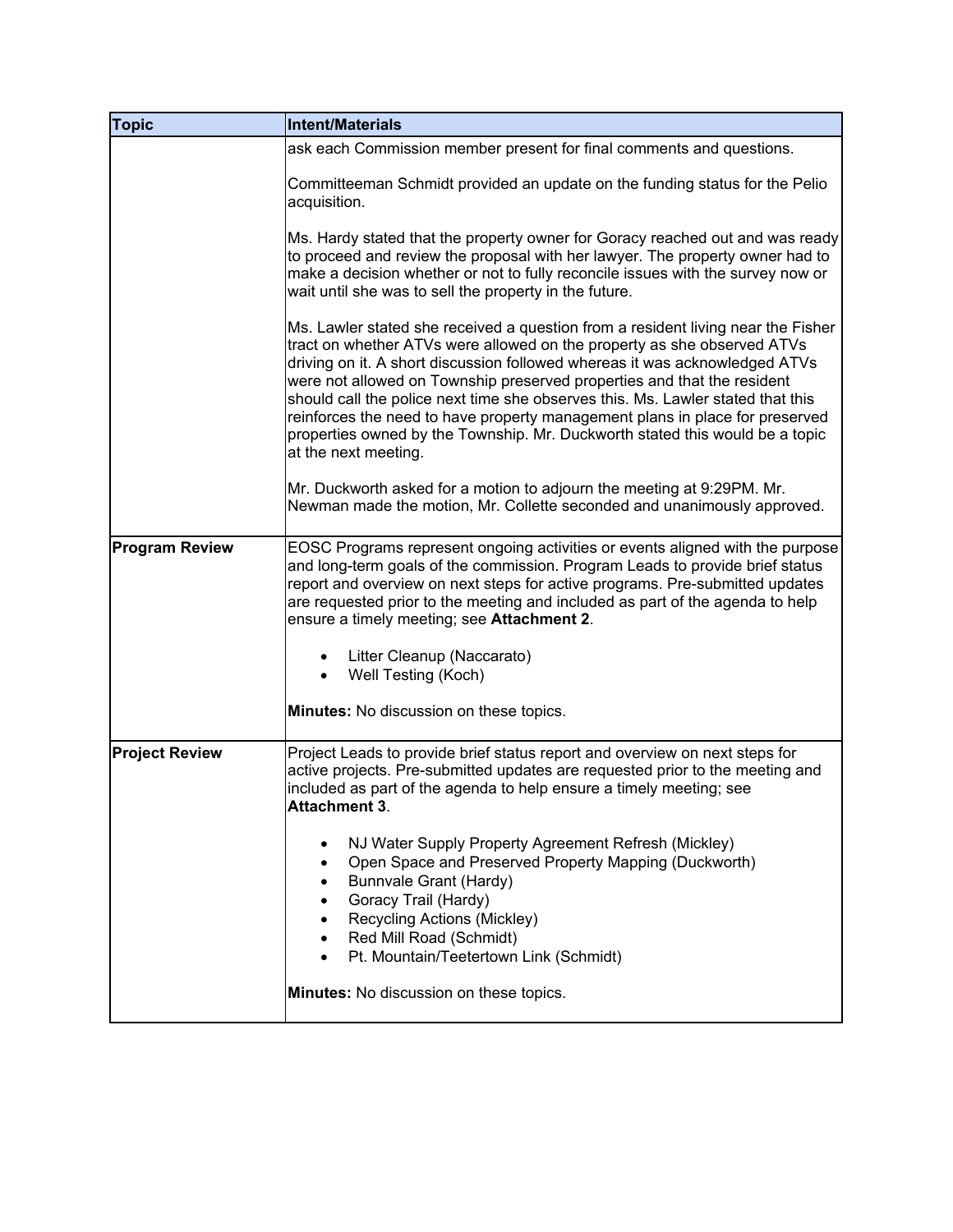| Topic | Intent/Materials |
|---|---|
| | ask each Commission member present for final comments and questions.<br><br>Committeeman Schmidt provided an update on the funding status for the Pelio acquisition.<br><br>Ms. Hardy stated that the property owner for Goracy reached out and was ready to proceed and review the proposal with her lawyer. The property owner had to make a decision whether or not to fully reconcile issues with the survey now or wait until she was to sell the property in the future.<br><br>Ms. Lawler stated she received a question from a resident living near the Fisher tract on whether ATVs were allowed on the property as she observed ATVs driving on it. A short discussion followed whereas it was acknowledged ATVs were not allowed on Township preserved properties and that the resident should call the police next time she observes this. Ms. Lawler stated that this reinforces the need to have property management plans in place for preserved properties owned by the Township. Mr. Duckworth stated this would be a topic at the next meeting.<br><br>Mr. Duckworth asked for a motion to adjourn the meeting at 9:29PM. Mr. Newman made the motion, Mr. Collette seconded and unanimously approved. |
| **Program Review** | EOSC Programs represent ongoing activities or events aligned with the purpose and long-term goals of the commission. Program Leads to provide brief status report and overview on next steps for active programs. Pre-submitted updates are requested prior to the meeting and included as part of the agenda to help ensure a timely meeting; see **Attachment 2**.<br><br>• Litter Cleanup (Naccarato)<br>• Well Testing (Koch)<br><br>**Minutes:** No discussion on these topics. |
| **Project Review** | Project Leads to provide brief status report and overview on next steps for active projects. Pre-submitted updates are requested prior to the meeting and included as part of the agenda to help ensure a timely meeting; see **Attachment 3**.<br><br>• NJ Water Supply Property Agreement Refresh (Mickley)<br>• Open Space and Preserved Property Mapping (Duckworth)<br>• Bunnvale Grant (Hardy)<br>• Goracy Trail (Hardy)<br>• Recycling Actions (Mickley)<br>• Red Mill Road (Schmidt)<br>• Pt. Mountain/Teetertown Link (Schmidt)<br><br>**Minutes:** No discussion on these topics. |